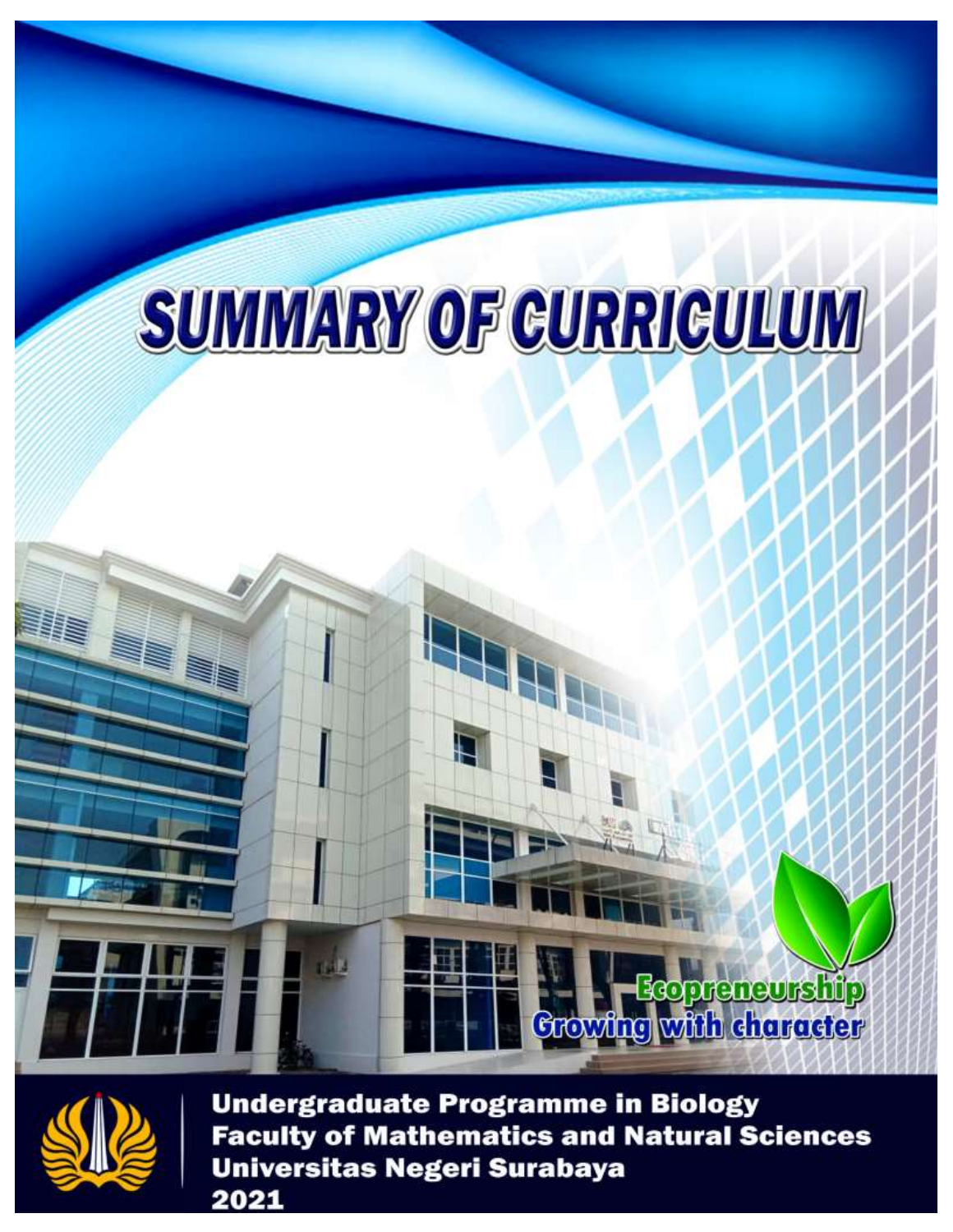# SUMMARY OF CURRICULUM

Ecopreneurship
Growing with character

**Undergraduate Programme in Biology**
**Faculty of Mathematics and Natural Sciences**
**Universitas Negeri Surabaya**
**2021**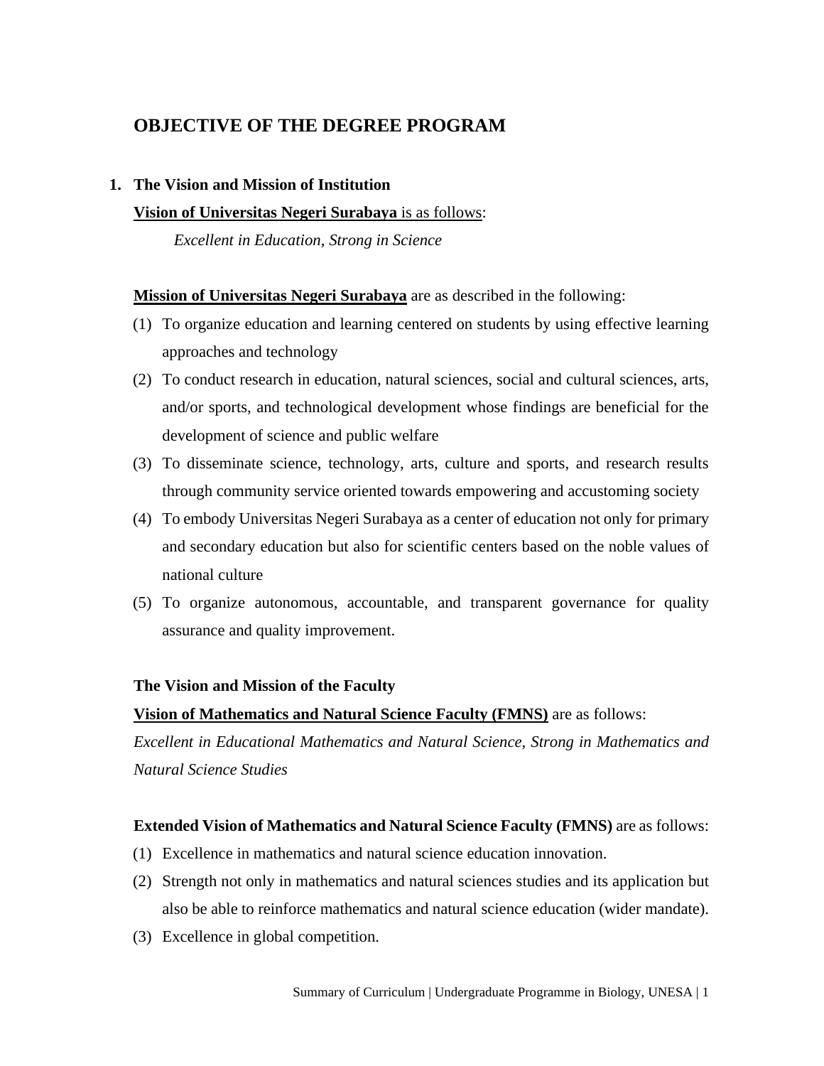# OBJECTIVE OF THE DEGREE PROGRAM

1. **The Vision and Mission of Institution**

**<u>Vision of Universitas Negeri Surabaya</u>** <u>is as follows</u>:

*Excellent in Education, Strong in Science*

**<u>Mission of Universitas Negeri Surabaya</u>** are as described in the following:

(1) To organize education and learning centered on students by using effective learning approaches and technology

(2) To conduct research in education, natural sciences, social and cultural sciences, arts, and/or sports, and technological development whose findings are beneficial for the development of science and public welfare

(3) To disseminate science, technology, arts, culture and sports, and research results through community service oriented towards empowering and accustoming society

(4) To embody Universitas Negeri Surabaya as a center of education not only for primary and secondary education but also for scientific centers based on the noble values of national culture

(5) To organize autonomous, accountable, and transparent governance for quality assurance and quality improvement.

**The Vision and Mission of the Faculty**

**<u>Vision of Mathematics and Natural Science Faculty (FMNS)</u>** are as follows:

*Excellent in Educational Mathematics and Natural Science, Strong in Mathematics and Natural Science Studies*

**Extended Vision of Mathematics and Natural Science Faculty (FMNS)** are as follows:

(1) Excellence in mathematics and natural science education innovation.

(2) Strength not only in mathematics and natural sciences studies and its application but also be able to reinforce mathematics and natural science education (wider mandate).

(3) Excellence in global competition.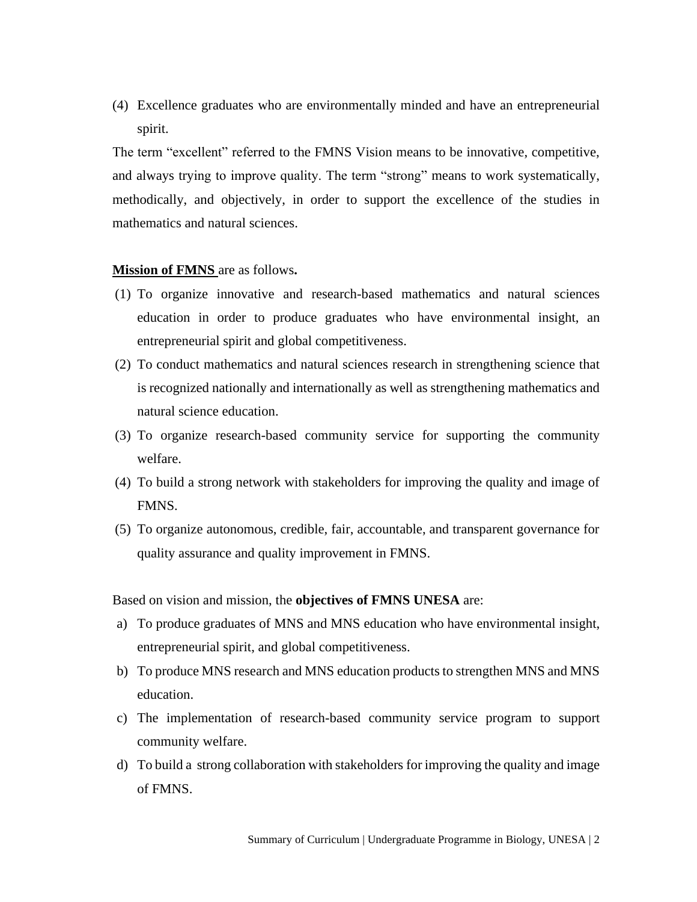(4) Excellence graduates who are environmentally minded and have an entrepreneurial spirit.

The term "excellent" referred to the FMNS Vision means to be innovative, competitive, and always trying to improve quality. The term "strong" means to work systematically, methodically, and objectively, in order to support the excellence of the studies in mathematics and natural sciences.

**Mission of FMNS** are as follows**.**

(1) To organize innovative and research-based mathematics and natural sciences education in order to produce graduates who have environmental insight, an entrepreneurial spirit and global competitiveness.

(2) To conduct mathematics and natural sciences research in strengthening science that is recognized nationally and internationally as well as strengthening mathematics and natural science education.

(3) To organize research-based community service for supporting the community welfare.

(4) To build a strong network with stakeholders for improving the quality and image of FMNS.

(5) To organize autonomous, credible, fair, accountable, and transparent governance for quality assurance and quality improvement in FMNS.

Based on vision and mission, the **objectives of FMNS UNESA** are:

a) To produce graduates of MNS and MNS education who have environmental insight, entrepreneurial spirit, and global competitiveness.

b) To produce MNS research and MNS education products to strengthen MNS and MNS education.

c) The implementation of research-based community service program to support community welfare.

d) To build a strong collaboration with stakeholders for improving the quality and image of FMNS.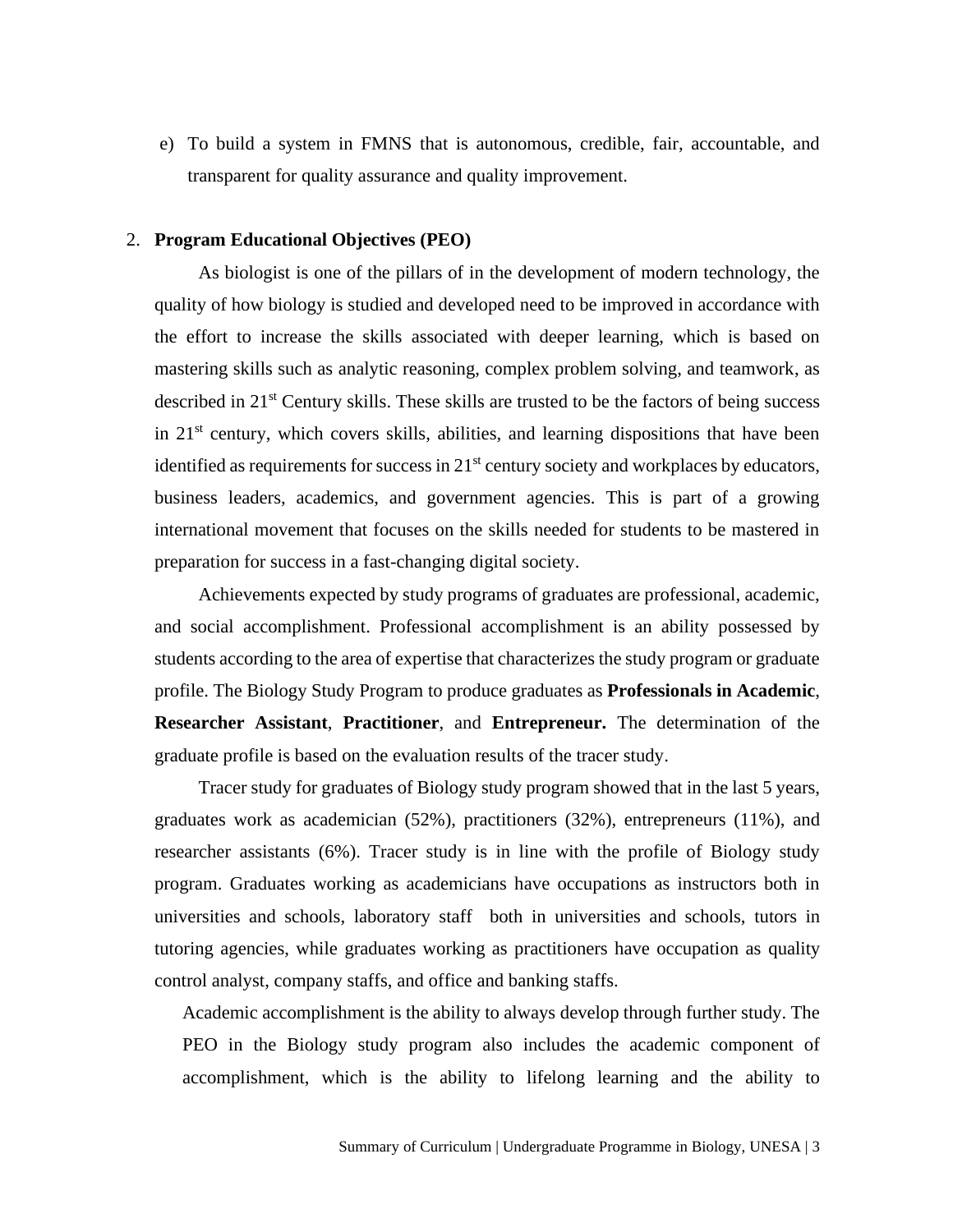e) To build a system in FMNS that is autonomous, credible, fair, accountable, and transparent for quality assurance and quality improvement.

2. **Program Educational Objectives (PEO)**

As biologist is one of the pillars of in the development of modern technology, the quality of how biology is studied and developed need to be improved in accordance with the effort to increase the skills associated with deeper learning, which is based on mastering skills such as analytic reasoning, complex problem solving, and teamwork, as described in 21st Century skills. These skills are trusted to be the factors of being success in 21st century, which covers skills, abilities, and learning dispositions that have been identified as requirements for success in 21st century society and workplaces by educators, business leaders, academics, and government agencies. This is part of a growing international movement that focuses on the skills needed for students to be mastered in preparation for success in a fast-changing digital society.

Achievements expected by study programs of graduates are professional, academic, and social accomplishment. Professional accomplishment is an ability possessed by students according to the area of expertise that characterizes the study program or graduate profile. The Biology Study Program to produce graduates as **Professionals in Academic**, **Researcher Assistant**, **Practitioner**, and **Entrepreneur.** The determination of the graduate profile is based on the evaluation results of the tracer study.

Tracer study for graduates of Biology study program showed that in the last 5 years, graduates work as academician (52%), practitioners (32%), entrepreneurs (11%), and researcher assistants (6%). Tracer study is in line with the profile of Biology study program. Graduates working as academicians have occupations as instructors both in universities and schools, laboratory staff both in universities and schools, tutors in tutoring agencies, while graduates working as practitioners have occupation as quality control analyst, company staffs, and office and banking staffs.

Academic accomplishment is the ability to always develop through further study. The PEO in the Biology study program also includes the academic component of accomplishment, which is the ability to lifelong learning and the ability to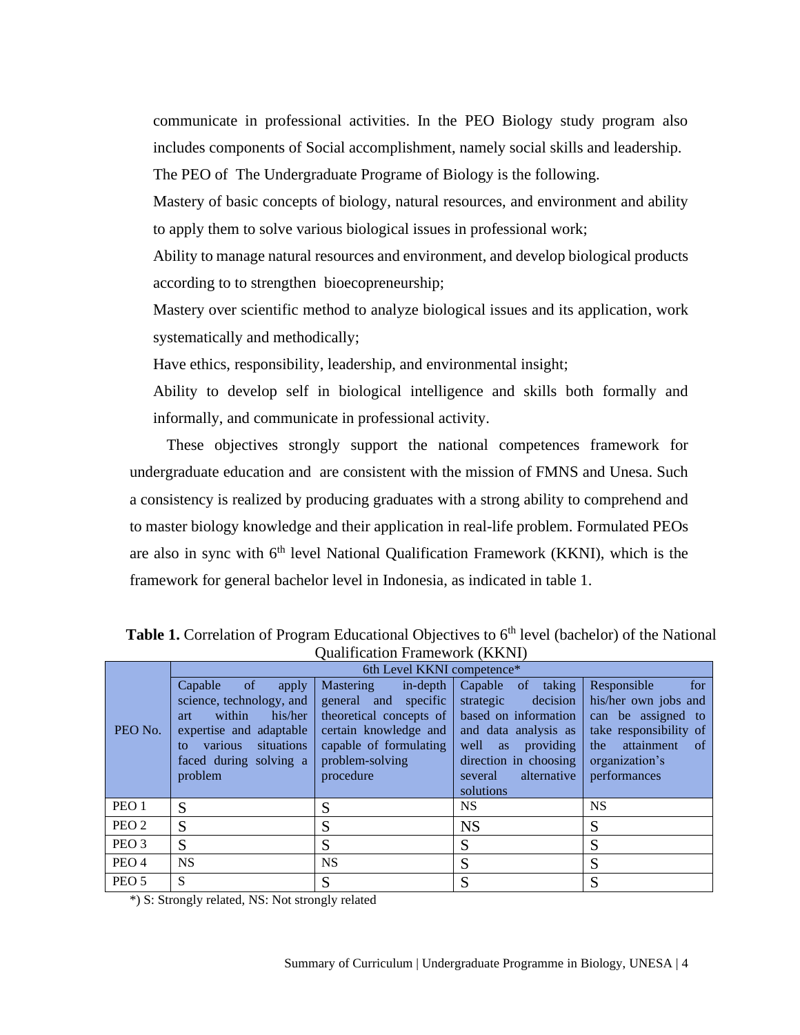communicate in professional activities. In the PEO Biology study program also includes components of Social accomplishment, namely social skills and leadership.

The PEO of The Undergraduate Programe of Biology is the following.

Mastery of basic concepts of biology, natural resources, and environment and ability to apply them to solve various biological issues in professional work;

Ability to manage natural resources and environment, and develop biological products according to to strengthen bioecopreneurship;

Mastery over scientific method to analyze biological issues and its application, work systematically and methodically;

Have ethics, responsibility, leadership, and environmental insight;

Ability to develop self in biological intelligence and skills both formally and informally, and communicate in professional activity.

These objectives strongly support the national competences framework for undergraduate education and are consistent with the mission of FMNS and Unesa. Such a consistency is realized by producing graduates with a strong ability to comprehend and to master biology knowledge and their application in real-life problem. Formulated PEOs are also in sync with 6th level National Qualification Framework (KKNI), which is the framework for general bachelor level in Indonesia, as indicated in table 1.

**Table 1.** Correlation of Program Educational Objectives to 6th level (bachelor) of the National Qualification Framework (KKNI)

| PEO No. | 6th Level KKNI competence* | | | |
|---|---|---|---|---|
| | Capable of apply science, technology, and art within his/her expertise and adaptable to various situations faced during solving a problem | Mastering in-depth general and specific theoretical concepts of certain knowledge and capable of formulating problem-solving procedure | Capable of taking strategic decision based on information and data analysis as well as providing direction in choosing several alternative solutions | Responsible for his/her own jobs and can be assigned to take responsibility of the attainment of organization's performances |
| PEO 1 | S | S | NS | NS |
| PEO 2 | S | S | NS | S |
| PEO 3 | S | S | S | S |
| PEO 4 | NS | NS | S | S |
| PEO 5 | S | S | S | S |

*) S: Strongly related, NS: Not strongly related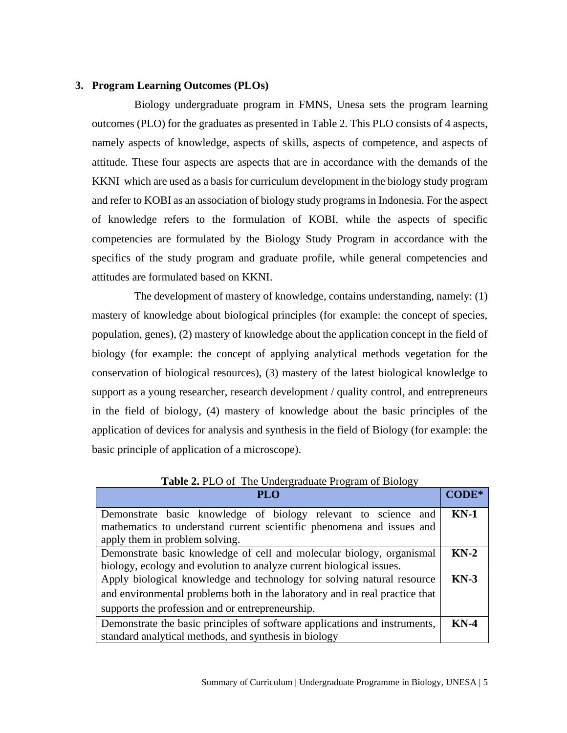## 3. Program Learning Outcomes (PLOs)

Biology undergraduate program in FMNS, Unesa sets the program learning outcomes (PLO) for the graduates as presented in Table 2. This PLO consists of 4 aspects, namely aspects of knowledge, aspects of skills, aspects of competence, and aspects of attitude. These four aspects are aspects that are in accordance with the demands of the KKNI which are used as a basis for curriculum development in the biology study program and refer to KOBI as an association of biology study programs in Indonesia. For the aspect of knowledge refers to the formulation of KOBI, while the aspects of specific competencies are formulated by the Biology Study Program in accordance with the specifics of the study program and graduate profile, while general competencies and attitudes are formulated based on KKNI.

The development of mastery of knowledge, contains understanding, namely: (1) mastery of knowledge about biological principles (for example: the concept of species, population, genes), (2) mastery of knowledge about the application concept in the field of biology (for example: the concept of applying analytical methods vegetation for the conservation of biological resources), (3) mastery of the latest biological knowledge to support as a young researcher, research development / quality control, and entrepreneurs in the field of biology, (4) mastery of knowledge about the basic principles of the application of devices for analysis and synthesis in the field of Biology (for example: the basic principle of application of a microscope).

**Table 2.** PLO of The Undergraduate Program of Biology

| PLO | CODE* |
|---|---|
| Demonstrate basic knowledge of biology relevant to science and mathematics to understand current scientific phenomena and issues and apply them in problem solving. | **KN-1** |
| Demonstrate basic knowledge of cell and molecular biology, organismal biology, ecology and evolution to analyze current biological issues. | **KN-2** |
| Apply biological knowledge and technology for solving natural resource and environmental problems both in the laboratory and in real practice that supports the profession and or entrepreneurship. | **KN-3** |
| Demonstrate the basic principles of software applications and instruments, standard analytical methods, and synthesis in biology | **KN-4** |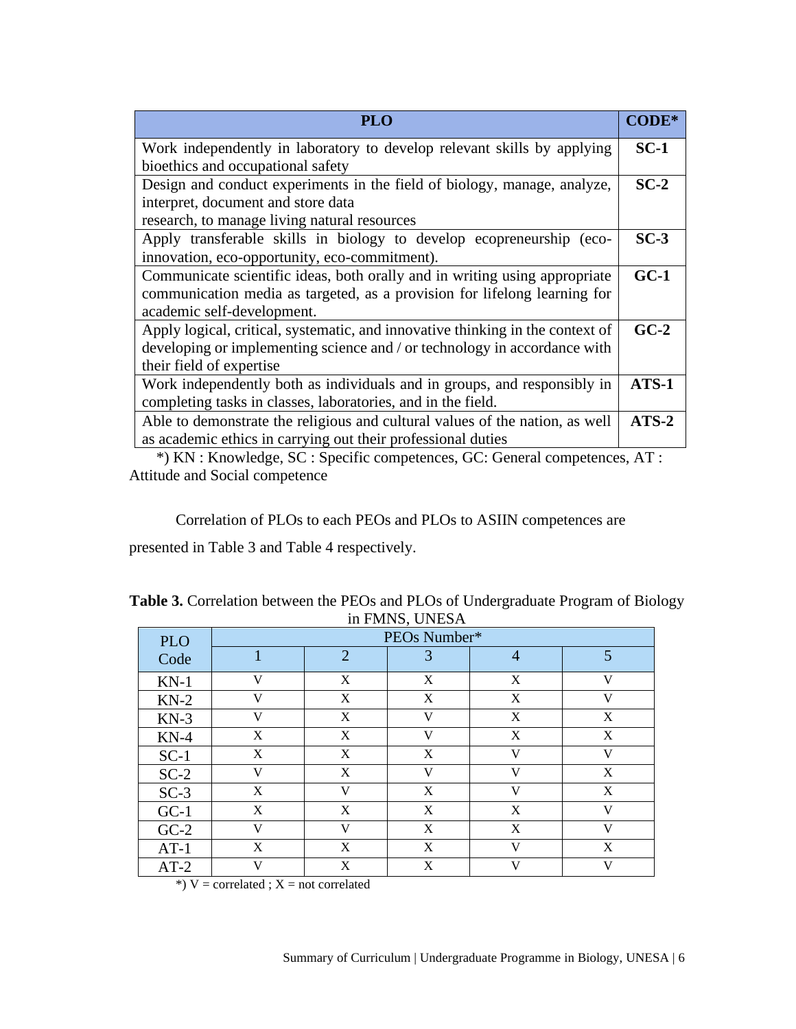| PLO | CODE* |
|---|---|
| Work independently in laboratory to develop relevant skills by applying bioethics and occupational safety | **SC-1** |
| Design and conduct experiments in the field of biology, manage, analyze, interpret, document and store data research, to manage living natural resources | **SC-2** |
| Apply transferable skills in biology to develop ecopreneurship (eco-innovation, eco-opportunity, eco-commitment). | **SC-3** |
| Communicate scientific ideas, both orally and in writing using appropriate communication media as targeted, as a provision for lifelong learning for academic self-development. | **GC-1** |
| Apply logical, critical, systematic, and innovative thinking in the context of developing or implementing science and / or technology in accordance with their field of expertise | **GC-2** |
| Work independently both as individuals and in groups, and responsibly in completing tasks in classes, laboratories, and in the field. | **ATS-1** |
| Able to demonstrate the religious and cultural values of the nation, as well as academic ethics in carrying out their professional duties | **ATS-2** |

*) KN : Knowledge, SC : Specific competences, GC: General competences, AT : Attitude and Social competence

Correlation of PLOs to each PEOs and PLOs to ASIIN competences are presented in Table 3 and Table 4 respectively.

**Table 3.** Correlation between the PEOs and PLOs of Undergraduate Program of Biology in FMNS, UNESA

| PLO Code | PEOs Number* | | | | |
|---|---|---|---|---|---|
| | 1 | 2 | 3 | 4 | 5 |
| KN-1 | V | X | X | X | V |
| KN-2 | V | X | X | X | V |
| KN-3 | V | X | V | X | X |
| KN-4 | X | X | V | X | X |
| SC-1 | X | X | X | V | V |
| SC-2 | V | X | V | V | X |
| SC-3 | X | V | X | V | X |
| GC-1 | X | X | X | X | V |
| GC-2 | V | V | X | X | V |
| AT-1 | X | X | X | V | X |
| AT-2 | V | X | X | V | V |

*) V = correlated ; X = not correlated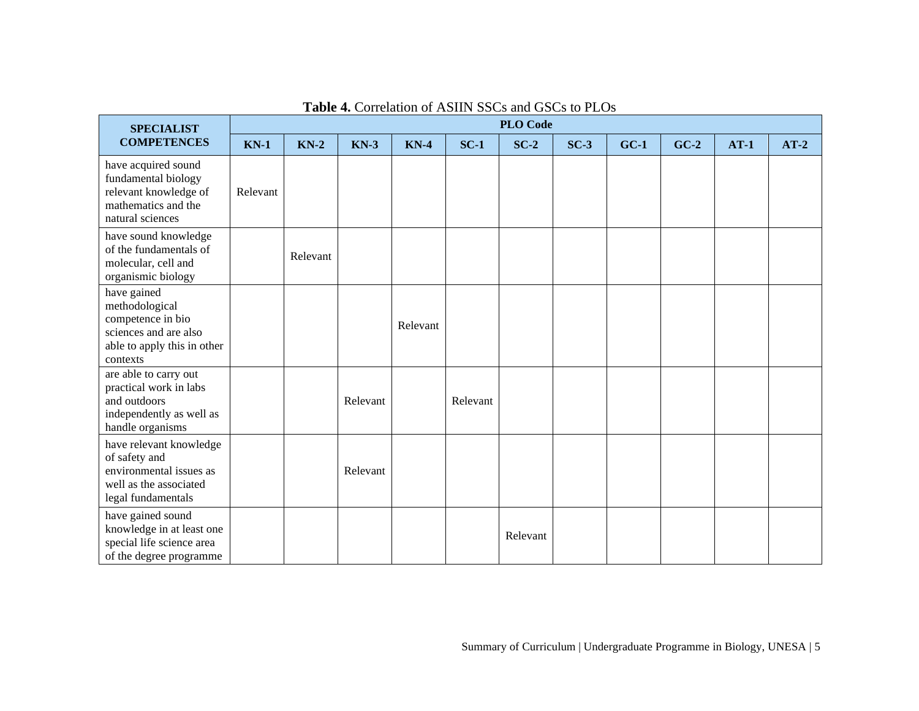**Table 4.** Correlation of ASIIN SSCs and GSCs to PLOs

| SPECIALIST COMPETENCES | PLO Code | | | | | | | | | | |
|---|---|---|---|---|---|---|---|---|---|---|---|
| | KN-1 | KN-2 | KN-3 | KN-4 | SC-1 | SC-2 | SC-3 | GC-1 | GC-2 | AT-1 | AT-2 |
| have acquired sound fundamental biology relevant knowledge of mathematics and the natural sciences | Relevant | | | | | | | | | | |
| have sound knowledge of the fundamentals of molecular, cell and organismic biology | | Relevant | | | | | | | | | |
| have gained methodological competence in bio sciences and are also able to apply this in other contexts | | | | Relevant | | | | | | | |
| are able to carry out practical work in labs and outdoors independently as well as handle organisms | | | Relevant | | Relevant | | | | | | |
| have relevant knowledge of safety and environmental issues as well as the associated legal fundamentals | | | Relevant | | | | | | | | |
| have gained sound knowledge in at least one special life science area of the degree programme | | | | | | Relevant | | | | | |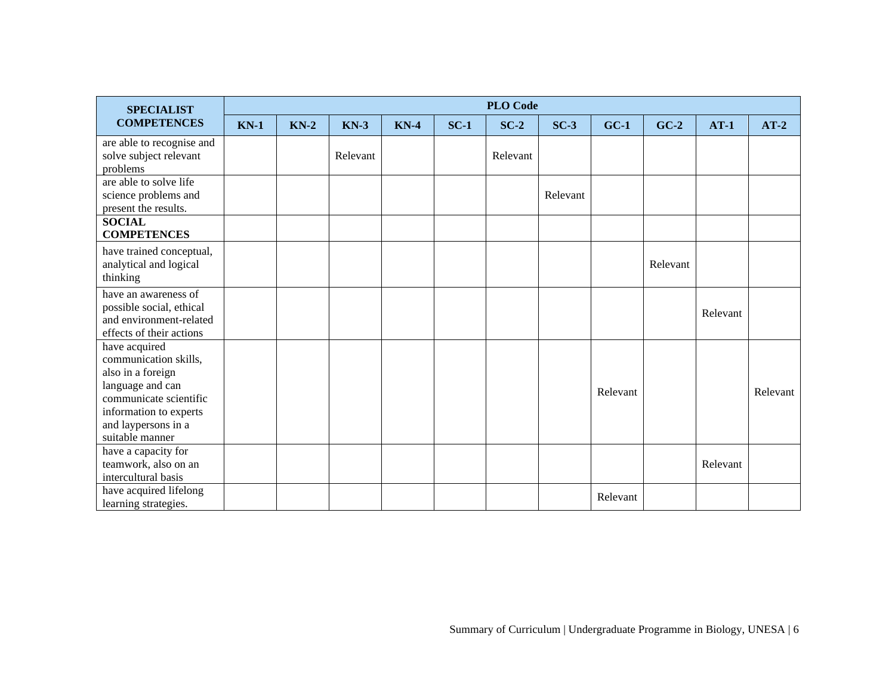| SPECIALIST COMPETENCES | PLO Code | | | | | | | | | | |
|---|---|---|---|---|---|---|---|---|---|---|---|
| | KN-1 | KN-2 | KN-3 | KN-4 | SC-1 | SC-2 | SC-3 | GC-1 | GC-2 | AT-1 | AT-2 |
| are able to recognise and solve subject relevant problems | | | Relevant | | | Relevant | | | | | |
| are able to solve life science problems and present the results. | | | | | | | Relevant | | | | |
| **SOCIAL COMPETENCES** | | | | | | | | | | | |
| have trained conceptual, analytical and logical thinking | | | | | | | | | Relevant | | |
| have an awareness of possible social, ethical and environment-related effects of their actions | | | | | | | | | | Relevant | |
| have acquired communication skills, also in a foreign language and can communicate scientific information to experts and laypersons in a suitable manner | | | | | | | | Relevant | | | Relevant |
| have a capacity for teamwork, also on an intercultural basis | | | | | | | | | | Relevant | |
| have acquired lifelong learning strategies. | | | | | | | | Relevant | | | |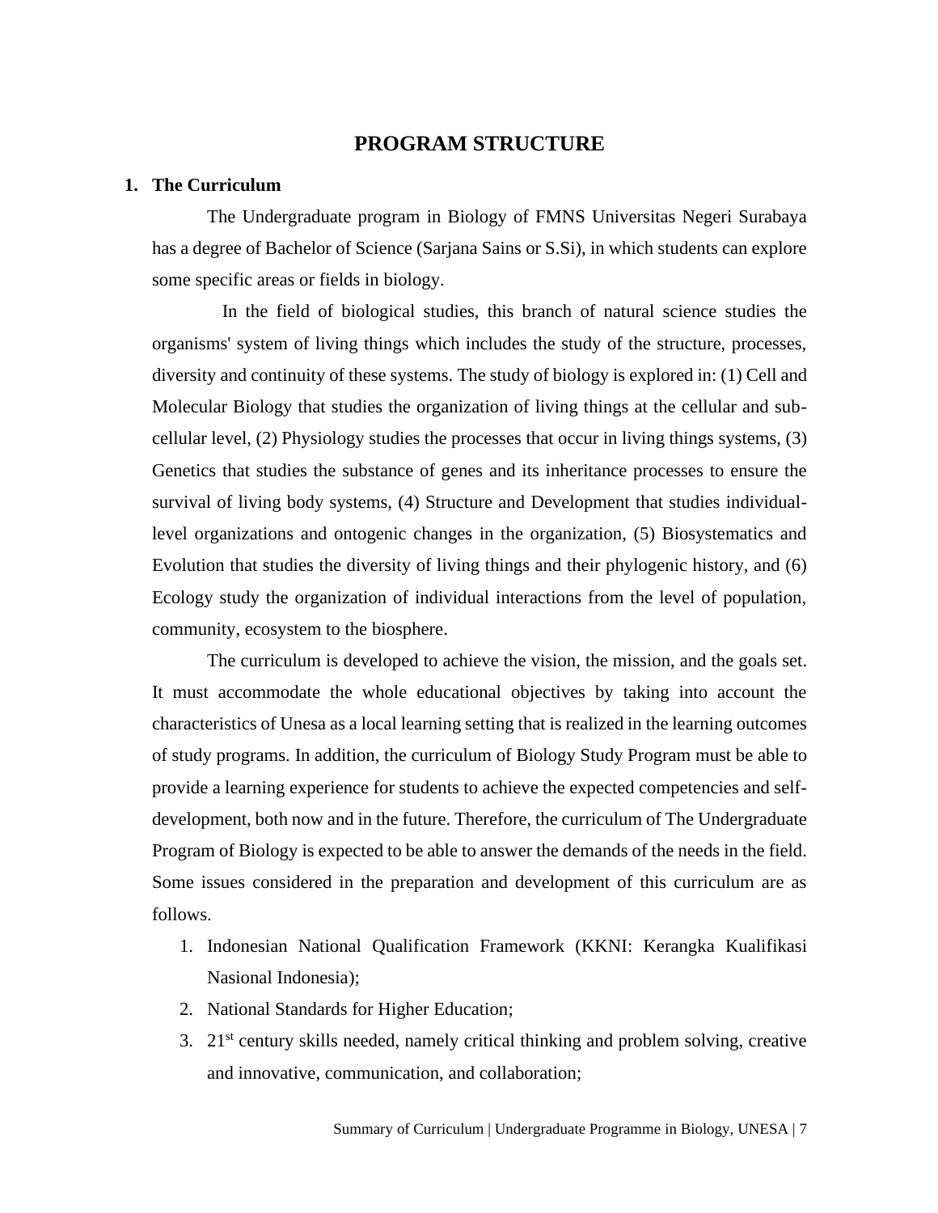# PROGRAM STRUCTURE

## 1. The Curriculum

The Undergraduate program in Biology of FMNS Universitas Negeri Surabaya has a degree of Bachelor of Science (Sarjana Sains or S.Si), in which students can explore some specific areas or fields in biology.

In the field of biological studies, this branch of natural science studies the organisms' system of living things which includes the study of the structure, processes, diversity and continuity of these systems. The study of biology is explored in: (1) Cell and Molecular Biology that studies the organization of living things at the cellular and sub-cellular level, (2) Physiology studies the processes that occur in living things systems, (3) Genetics that studies the substance of genes and its inheritance processes to ensure the survival of living body systems, (4) Structure and Development that studies individual-level organizations and ontogenic changes in the organization, (5) Biosystematics and Evolution that studies the diversity of living things and their phylogenic history, and (6) Ecology study the organization of individual interactions from the level of population, community, ecosystem to the biosphere.

The curriculum is developed to achieve the vision, the mission, and the goals set. It must accommodate the whole educational objectives by taking into account the characteristics of Unesa as a local learning setting that is realized in the learning outcomes of study programs. In addition, the curriculum of Biology Study Program must be able to provide a learning experience for students to achieve the expected competencies and self-development, both now and in the future. Therefore, the curriculum of The Undergraduate Program of Biology is expected to be able to answer the demands of the needs in the field. Some issues considered in the preparation and development of this curriculum are as follows.

1. Indonesian National Qualification Framework (KKNI: Kerangka Kualifikasi Nasional Indonesia);
2. National Standards for Higher Education;
3. 21st century skills needed, namely critical thinking and problem solving, creative and innovative, communication, and collaboration;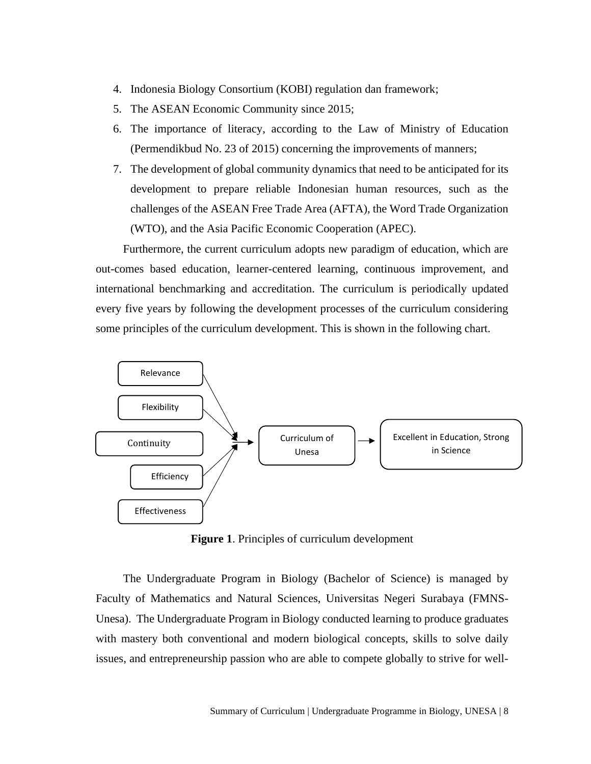4. Indonesia Biology Consortium (KOBI) regulation dan framework;
5. The ASEAN Economic Community since 2015;
6. The importance of literacy, according to the Law of Ministry of Education (Permendikbud No. 23 of 2015) concerning the improvements of manners;
7. The development of global community dynamics that need to be anticipated for its development to prepare reliable Indonesian human resources, such as the challenges of the ASEAN Free Trade Area (AFTA), the Word Trade Organization (WTO), and the Asia Pacific Economic Cooperation (APEC).

Furthermore, the current curriculum adopts new paradigm of education, which are out-comes based education, learner-centered learning, continuous improvement, and international benchmarking and accreditation. The curriculum is periodically updated every five years by following the development processes of the curriculum considering some principles of the curriculum development. This is shown in the following chart.

Relevance, Flexibility, Continuity, Efficiency, Effectiveness → Curriculum of Unesa → Excellent in Education, Strong in Science

**Figure 1**. Principles of curriculum development

The Undergraduate Program in Biology (Bachelor of Science) is managed by Faculty of Mathematics and Natural Sciences, Universitas Negeri Surabaya (FMNS-Unesa). The Undergraduate Program in Biology conducted learning to produce graduates with mastery both conventional and modern biological concepts, skills to solve daily issues, and entrepreneurship passion who are able to compete globally to strive for well-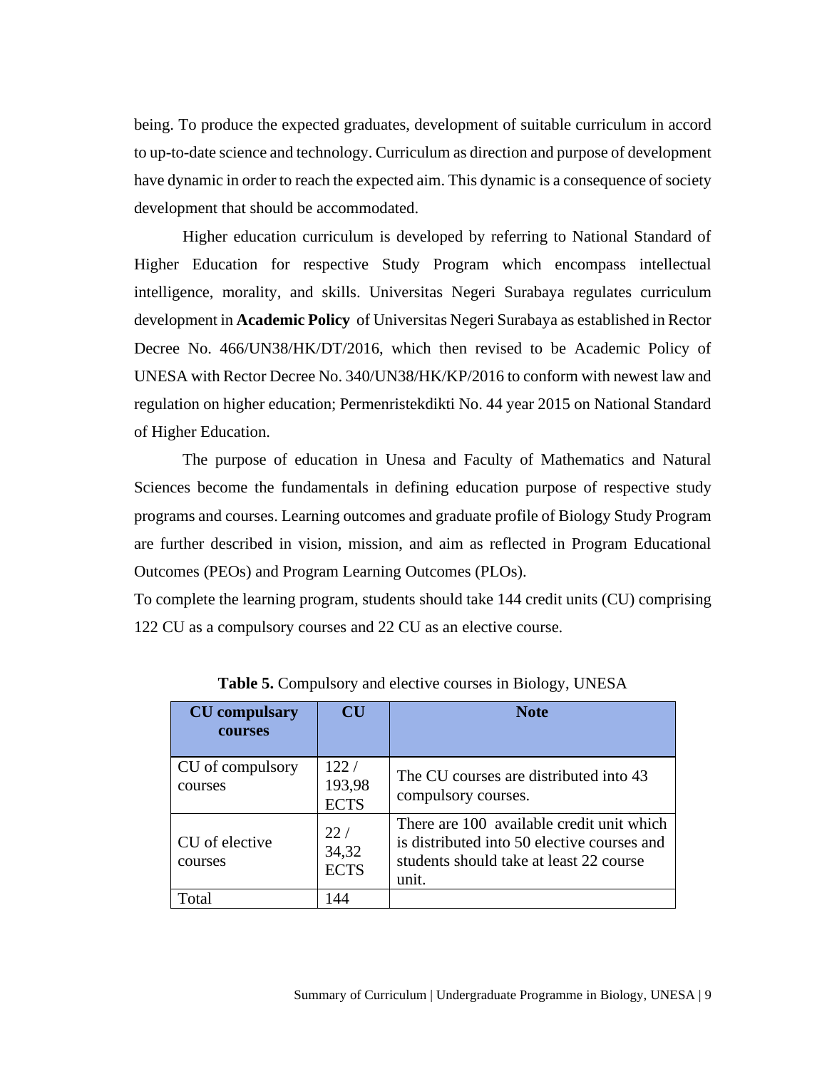being. To produce the expected graduates, development of suitable curriculum in accord to up-to-date science and technology. Curriculum as direction and purpose of development have dynamic in order to reach the expected aim. This dynamic is a consequence of society development that should be accommodated.

Higher education curriculum is developed by referring to National Standard of Higher Education for respective Study Program which encompass intellectual intelligence, morality, and skills. Universitas Negeri Surabaya regulates curriculum development in **Academic Policy** of Universitas Negeri Surabaya as established in Rector Decree No. 466/UN38/HK/DT/2016, which then revised to be Academic Policy of UNESA with Rector Decree No. 340/UN38/HK/KP/2016 to conform with newest law and regulation on higher education; Permenristekdikti No. 44 year 2015 on National Standard of Higher Education.

The purpose of education in Unesa and Faculty of Mathematics and Natural Sciences become the fundamentals in defining education purpose of respective study programs and courses. Learning outcomes and graduate profile of Biology Study Program are further described in vision, mission, and aim as reflected in Program Educational Outcomes (PEOs) and Program Learning Outcomes (PLOs).

To complete the learning program, students should take 144 credit units (CU) comprising 122 CU as a compulsory courses and 22 CU as an elective course.

**Table 5.** Compulsory and elective courses in Biology, UNESA

| CU compulsary courses | CU | Note |
|---|---|---|
| CU of compulsory courses | 122 / 193,98 ECTS | The CU courses are distributed into 43 compulsory courses. |
| CU of elective courses | 22 / 34,32 ECTS | There are 100 available credit unit which is distributed into 50 elective courses and students should take at least 22 course unit. |
| Total | 144 | |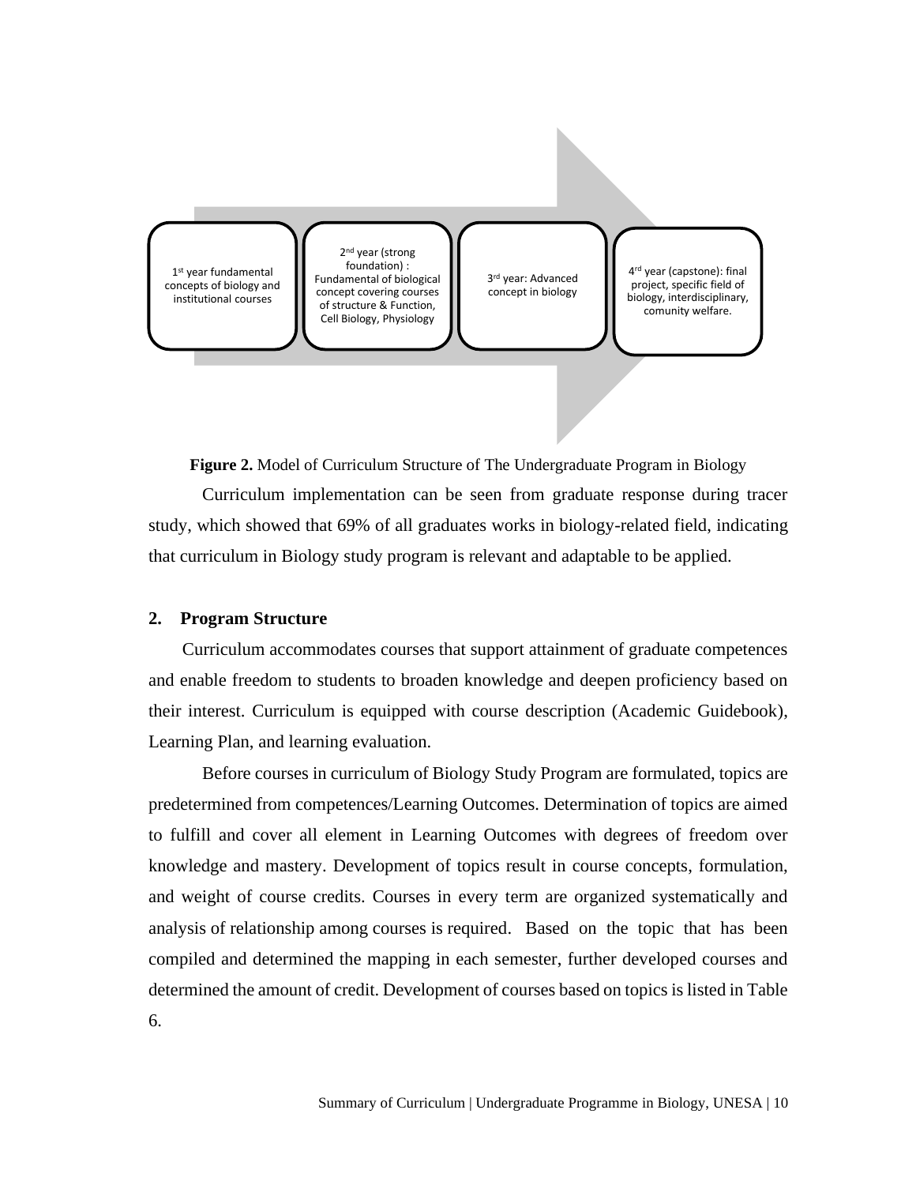1st year fundamental concepts of biology and institutional courses

2nd year (strong foundation) : Fundamental of biological concept covering courses of structure & Function, Cell Biology, Physiology

3rd year: Advanced concept in biology

4rd year (capstone): final project, specific field of biology, interdisciplinary, comunity welfare.

**Figure 2.** Model of Curriculum Structure of The Undergraduate Program in Biology

Curriculum implementation can be seen from graduate response during tracer study, which showed that 69% of all graduates works in biology-related field, indicating that curriculum in Biology study program is relevant and adaptable to be applied.

## 2. Program Structure

Curriculum accommodates courses that support attainment of graduate competences and enable freedom to students to broaden knowledge and deepen proficiency based on their interest. Curriculum is equipped with course description (Academic Guidebook), Learning Plan, and learning evaluation.

Before courses in curriculum of Biology Study Program are formulated, topics are predetermined from competences/Learning Outcomes. Determination of topics are aimed to fulfill and cover all element in Learning Outcomes with degrees of freedom over knowledge and mastery. Development of topics result in course concepts, formulation, and weight of course credits. Courses in every term are organized systematically and analysis of relationship among courses is required. Based on the topic that has been compiled and determined the mapping in each semester, further developed courses and determined the amount of credit. Development of courses based on topics is listed in Table 6.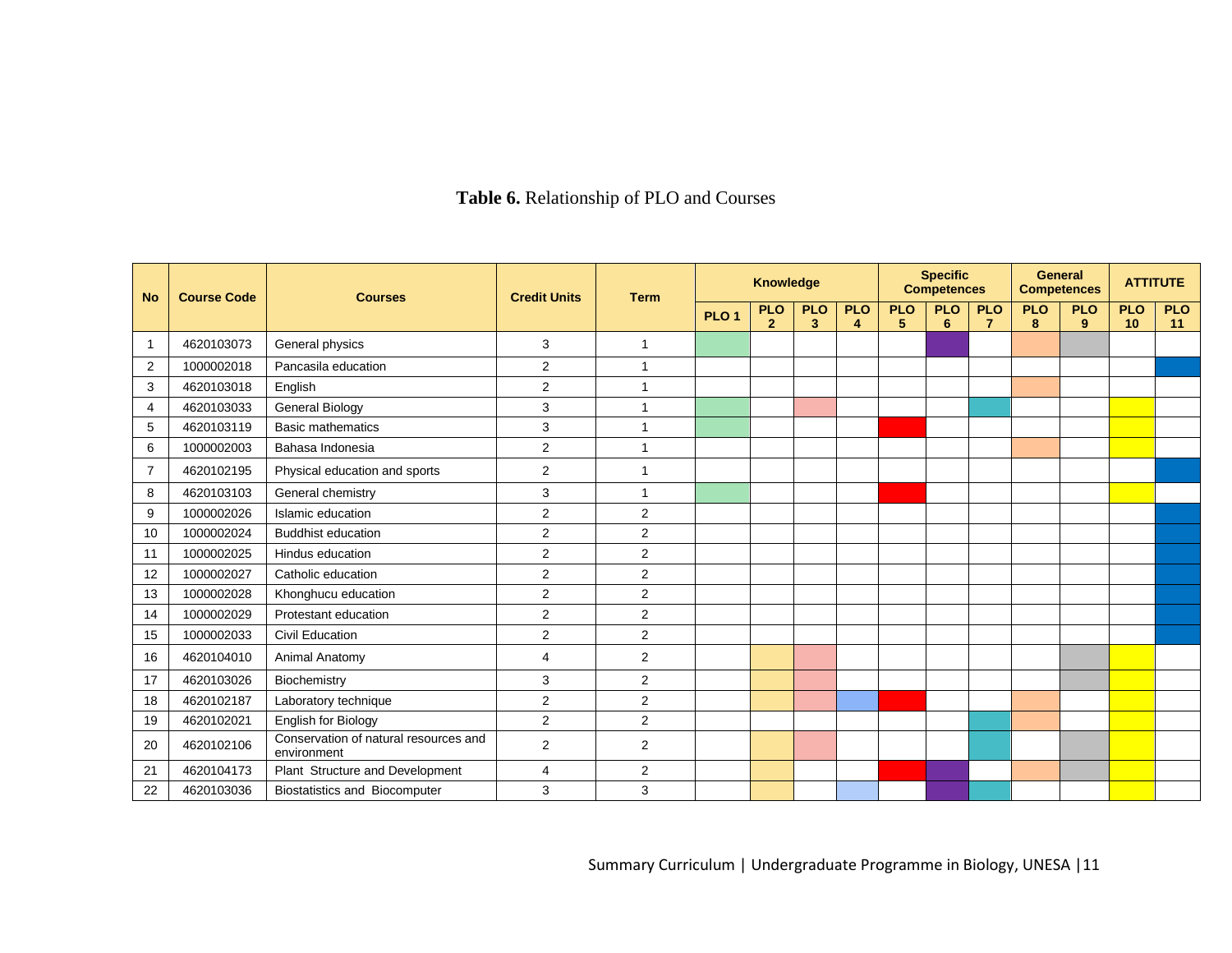**Table 6.** Relationship of PLO and Courses

| No | Course Code | Courses | Credit Units | Term | Knowledge | | | | Specific Competences | | | General Competences | | ATTITUTE | |
|---|---|---|---|---|---|---|---|---|---|---|---|---|---|---|---|
| | | | | | PLO 1 | PLO 2 | PLO 3 | PLO 4 | PLO 5 | PLO 6 | PLO 7 | PLO 8 | PLO 9 | PLO 10 | PLO 11 |
| 1 | 4620103073 | General physics | 3 | 1 | ✓ | | | | | ✓ | | ✓ | ✓ | | |
| 2 | 1000002018 | Pancasila education | 2 | 1 | | | | | | | | | | | ✓ |
| 3 | 4620103018 | English | 2 | 1 | | | | | | | | ✓ | | | |
| 4 | 4620103033 | General Biology | 3 | 1 | ✓ | | ✓ | | | | ✓ | | | ✓ | |
| 5 | 4620103119 | Basic mathematics | 3 | 1 | ✓ | | | | ✓ | | | | | ✓ | |
| 6 | 1000002003 | Bahasa Indonesia | 2 | 1 | | | | | | | | ✓ | | ✓ | |
| 7 | 4620102195 | Physical education and sports | 2 | 1 | | | | | | | | | | | ✓ |
| 8 | 4620103103 | General chemistry | 3 | 1 | ✓ | | | | ✓ | | | | | ✓ | |
| 9 | 1000002026 | Islamic education | 2 | 2 | | | | | | | | | | | ✓ |
| 10 | 1000002024 | Buddhist education | 2 | 2 | | | | | | | | | | | ✓ |
| 11 | 1000002025 | Hindus education | 2 | 2 | | | | | | | | | | | ✓ |
| 12 | 1000002027 | Catholic education | 2 | 2 | | | | | | | | | | | ✓ |
| 13 | 1000002028 | Khonghucu education | 2 | 2 | | | | | | | | | | | ✓ |
| 14 | 1000002029 | Protestant education | 2 | 2 | | | | | | | | | | | ✓ |
| 15 | 1000002033 | Civil Education | 2 | 2 | | | | | | | | | | | ✓ |
| 16 | 4620104010 | Animal Anatomy | 4 | 2 | | ✓ | ✓ | | | | | | ✓ | ✓ | |
| 17 | 4620103026 | Biochemistry | 3 | 2 | | ✓ | ✓ | | | | | | ✓ | ✓ | |
| 18 | 4620102187 | Laboratory technique | 2 | 2 | | ✓ | ✓ | ✓ | ✓ | | | ✓ | | ✓ | |
| 19 | 4620102021 | English for Biology | 2 | 2 | | | | | | | ✓ | ✓ | | ✓ | |
| 20 | 4620102106 | Conservation of natural resources and environment | 2 | 2 | | ✓ | ✓ | | | | ✓ | | ✓ | ✓ | |
| 21 | 4620104173 | Plant Structure and Development | 4 | 2 | | ✓ | | | ✓ | ✓ | | ✓ | ✓ | ✓ | |
| 22 | 4620103036 | Biostatistics and Biocomputer | 3 | 3 | | ✓ | | ✓ | | ✓ | ✓ | | | ✓ | |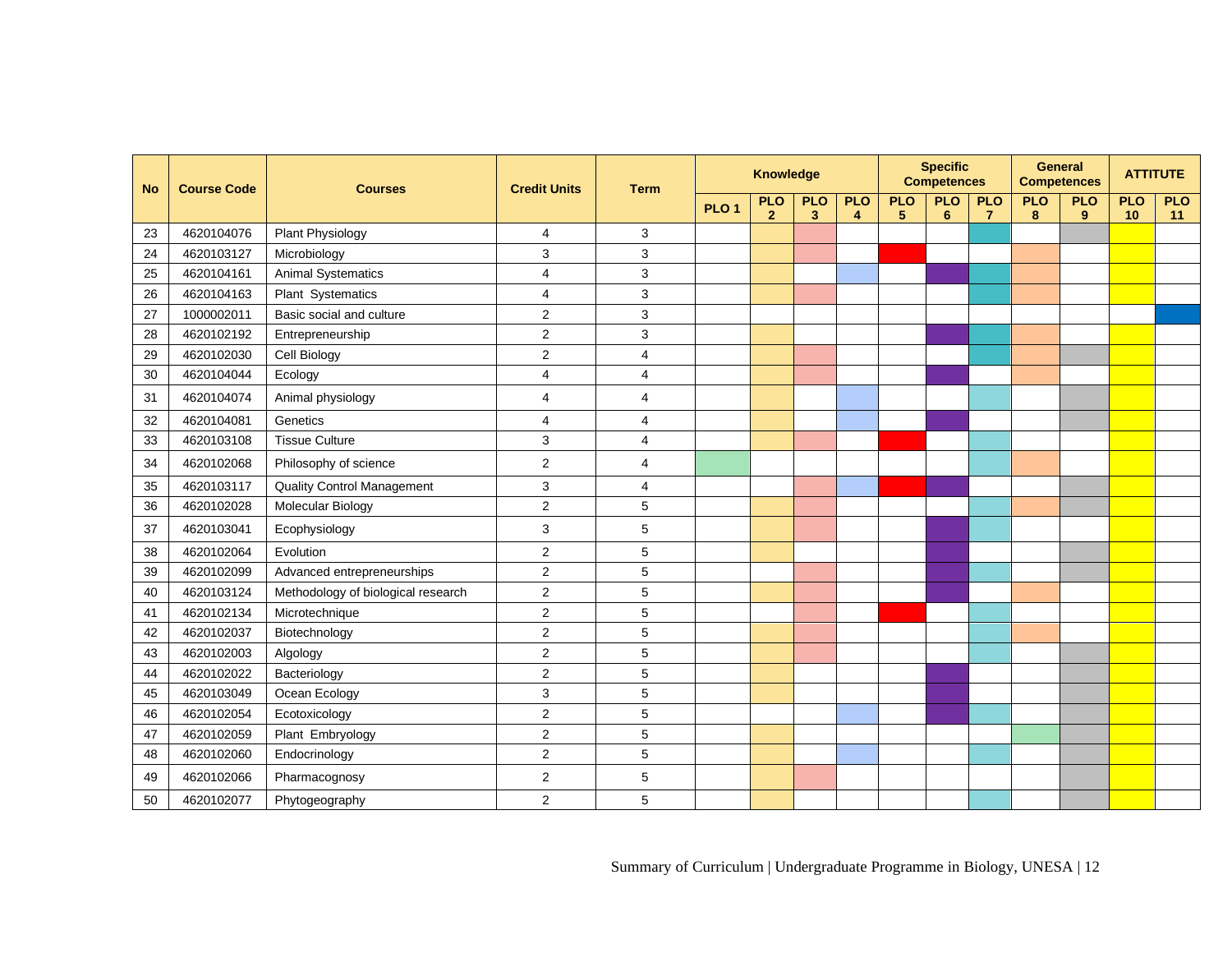| No | Course Code | Courses | Credit Units | Term | Knowledge | | | | Specific Competences | | | General Competences | | ATTITUTE | |
|---|---|---|---|---|---|---|---|---|---|---|---|---|---|---|---|
| | | | | | PLO 1 | PLO 2 | PLO 3 | PLO 4 | PLO 5 | PLO 6 | PLO 7 | PLO 8 | PLO 9 | PLO 10 | PLO 11 |
| 23 | 4620104076 | Plant Physiology | 4 | 3 | | ✓ | ✓ | | | | ✓ | | ✓ | ✓ | |
| 24 | 4620103127 | Microbiology | 3 | 3 | | ✓ | ✓ | | ✓ | | | ✓ | | ✓ | |
| 25 | 4620104161 | Animal Systematics | 4 | 3 | | ✓ | | ✓ | | ✓ | ✓ | ✓ | | ✓ | |
| 26 | 4620104163 | Plant Systematics | 4 | 3 | | ✓ | ✓ | | | | ✓ | ✓ | | ✓ | |
| 27 | 1000002011 | Basic social and culture | 2 | 3 | | | | | | | | | | | ✓ |
| 28 | 4620102192 | Entrepreneurship | 2 | 3 | | ✓ | | | | ✓ | ✓ | ✓ | | ✓ | |
| 29 | 4620102030 | Cell Biology | 2 | 4 | | ✓ | ✓ | | | | ✓ | ✓ | ✓ | ✓ | |
| 30 | 4620104044 | Ecology | 4 | 4 | | ✓ | ✓ | | | ✓ | | ✓ | | ✓ | |
| 31 | 4620104074 | Animal physiology | 4 | 4 | | ✓ | | ✓ | | | ✓ | | ✓ | ✓ | |
| 32 | 4620104081 | Genetics | 4 | 4 | | ✓ | | ✓ | | ✓ | | | ✓ | ✓ | |
| 33 | 4620103108 | Tissue Culture | 3 | 4 | | ✓ | ✓ | | ✓ | | ✓ | | | ✓ | |
| 34 | 4620102068 | Philosophy of science | 2 | 4 | ✓ | | | | | | ✓ | ✓ | | ✓ | |
| 35 | 4620103117 | Quality Control Management | 3 | 4 | | | ✓ | ✓ | ✓ | ✓ | | | ✓ | ✓ | |
| 36 | 4620102028 | Molecular Biology | 2 | 5 | | ✓ | ✓ | | | | ✓ | ✓ | ✓ | ✓ | |
| 37 | 4620103041 | Ecophysiology | 3 | 5 | | ✓ | ✓ | | | ✓ | ✓ | | | ✓ | |
| 38 | 4620102064 | Evolution | 2 | 5 | | ✓ | | | | ✓ | | | ✓ | ✓ | |
| 39 | 4620102099 | Advanced entrepreneurships | 2 | 5 | | | ✓ | | | ✓ | ✓ | | ✓ | ✓ | |
| 40 | 4620103124 | Methodology of biological research | 2 | 5 | | ✓ | ✓ | | | ✓ | | ✓ | | ✓ | |
| 41 | 4620102134 | Microtechnique | 2 | 5 | | | ✓ | | ✓ | | ✓ | | | ✓ | |
| 42 | 4620102037 | Biotechnology | 2 | 5 | | ✓ | ✓ | | | | ✓ | ✓ | | ✓ | |
| 43 | 4620102003 | Algology | 2 | 5 | | ✓ | ✓ | | | | ✓ | | ✓ | ✓ | |
| 44 | 4620102022 | Bacteriology | 2 | 5 | | ✓ | | | | ✓ | | | ✓ | ✓ | |
| 45 | 4620103049 | Ocean Ecology | 3 | 5 | | ✓ | | | | ✓ | | | ✓ | ✓ | |
| 46 | 4620102054 | Ecotoxicology | 2 | 5 | | | | ✓ | | ✓ | ✓ | | ✓ | ✓ | |
| 47 | 4620102059 | Plant Embryology | 2 | 5 | | ✓ | | | | | | ✓ | ✓ | ✓ | |
| 48 | 4620102060 | Endocrinology | 2 | 5 | | ✓ | | ✓ | | | ✓ | | ✓ | ✓ | |
| 49 | 4620102066 | Pharmacognosy | 2 | 5 | | ✓ | ✓ | | | | | | ✓ | ✓ | |
| 50 | 4620102077 | Phytogeography | 2 | 5 | | ✓ | | | | | ✓ | | ✓ | ✓ | |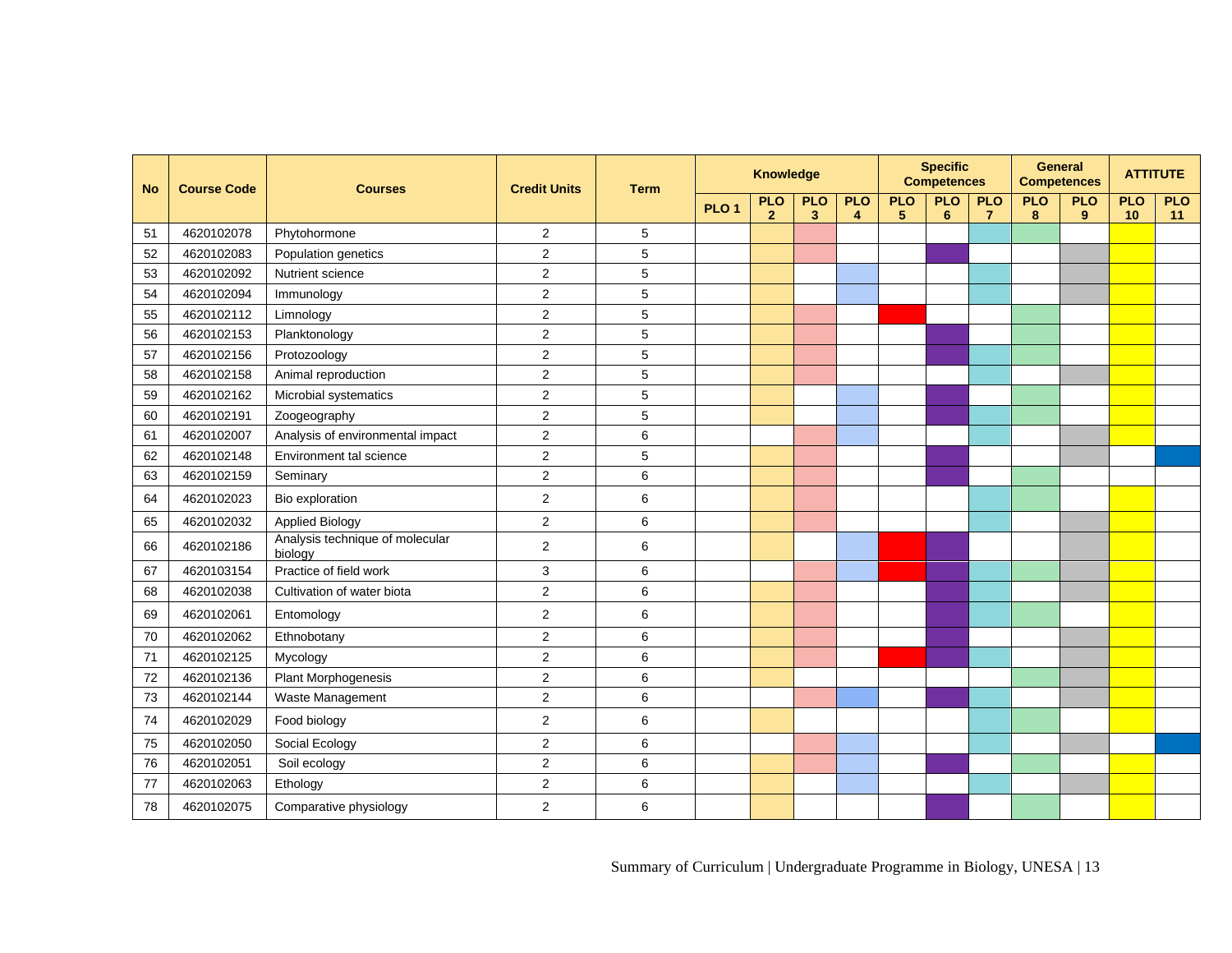| No | Course Code | Courses | Credit Units | Term | Knowledge | | | | Specific Competences | | | General Competences | | ATTITUTE | |
|---|---|---|---|---|---|---|---|---|---|---|---|---|---|---|---|
| | | | | | PLO 1 | PLO 2 | PLO 3 | PLO 4 | PLO 5 | PLO 6 | PLO 7 | PLO 8 | PLO 9 | PLO 10 | PLO 11 |
| 51 | 4620102078 | Phytohormone | 2 | 5 | | ✓ | ✓ | | | | ✓ | ✓ | | ✓ | |
| 52 | 4620102083 | Population genetics | 2 | 5 | | ✓ | ✓ | | | ✓ | | | ✓ | ✓ | |
| 53 | 4620102092 | Nutrient science | 2 | 5 | | ✓ | | ✓ | | | ✓ | | ✓ | ✓ | |
| 54 | 4620102094 | Immunology | 2 | 5 | | ✓ | | ✓ | | | ✓ | | ✓ | ✓ | |
| 55 | 4620102112 | Limnology | 2 | 5 | | ✓ | ✓ | | ✓ | | | ✓ | | ✓ | |
| 56 | 4620102153 | Planktonology | 2 | 5 | | ✓ | ✓ | | | ✓ | | ✓ | | ✓ | |
| 57 | 4620102156 | Protozoology | 2 | 5 | | ✓ | ✓ | | | ✓ | ✓ | ✓ | | ✓ | |
| 58 | 4620102158 | Animal reproduction | 2 | 5 | | ✓ | ✓ | | | | ✓ | | ✓ | ✓ | |
| 59 | 4620102162 | Microbial systematics | 2 | 5 | | ✓ | | ✓ | | ✓ | | ✓ | | ✓ | |
| 60 | 4620102191 | Zoogeography | 2 | 5 | | ✓ | | ✓ | | ✓ | ✓ | ✓ | | ✓ | |
| 61 | 4620102007 | Analysis of environmental impact | 2 | 6 | | | ✓ | ✓ | | | ✓ | | ✓ | ✓ | |
| 62 | 4620102148 | Environment tal science | 2 | 5 | | ✓ | ✓ | | | ✓ | | | ✓ | | ✓ |
| 63 | 4620102159 | Seminary | 2 | 6 | | ✓ | ✓ | | | ✓ | | ✓ | | | |
| 64 | 4620102023 | Bio exploration | 2 | 6 | | ✓ | ✓ | | | | ✓ | ✓ | | ✓ | |
| 65 | 4620102032 | Applied Biology | 2 | 6 | | ✓ | ✓ | | | | ✓ | | ✓ | ✓ | |
| 66 | 4620102186 | Analysis technique of molecular biology | 2 | 6 | | ✓ | | ✓ | ✓ | ✓ | | | ✓ | ✓ | |
| 67 | 4620103154 | Practice of field work | 3 | 6 | | | ✓ | ✓ | ✓ | ✓ | ✓ | ✓ | ✓ | ✓ | |
| 68 | 4620102038 | Cultivation of water biota | 2 | 6 | | ✓ | ✓ | | | ✓ | ✓ | | ✓ | ✓ | |
| 69 | 4620102061 | Entomology | 2 | 6 | | ✓ | ✓ | | | ✓ | ✓ | ✓ | | ✓ | |
| 70 | 4620102062 | Ethnobotany | 2 | 6 | | ✓ | ✓ | | | ✓ | | | ✓ | ✓ | |
| 71 | 4620102125 | Mycology | 2 | 6 | | ✓ | ✓ | | ✓ | ✓ | ✓ | | ✓ | ✓ | |
| 72 | 4620102136 | Plant Morphogenesis | 2 | 6 | | ✓ | | | | | | ✓ | ✓ | ✓ | |
| 73 | 4620102144 | Waste Management | 2 | 6 | | | ✓ | ✓ | | ✓ | ✓ | | ✓ | ✓ | |
| 74 | 4620102029 | Food biology | 2 | 6 | | ✓ | | | | | ✓ | ✓ | | ✓ | |
| 75 | 4620102050 | Social Ecology | 2 | 6 | | | ✓ | ✓ | | | ✓ | | ✓ | | ✓ |
| 76 | 4620102051 | Soil ecology | 2 | 6 | | ✓ | ✓ | ✓ | | ✓ | | ✓ | | ✓ | |
| 77 | 4620102063 | Ethology | 2 | 6 | | ✓ | | ✓ | | | ✓ | | ✓ | ✓ | |
| 78 | 4620102075 | Comparative physiology | 2 | 6 | | ✓ | | | | ✓ | | ✓ | | ✓ | |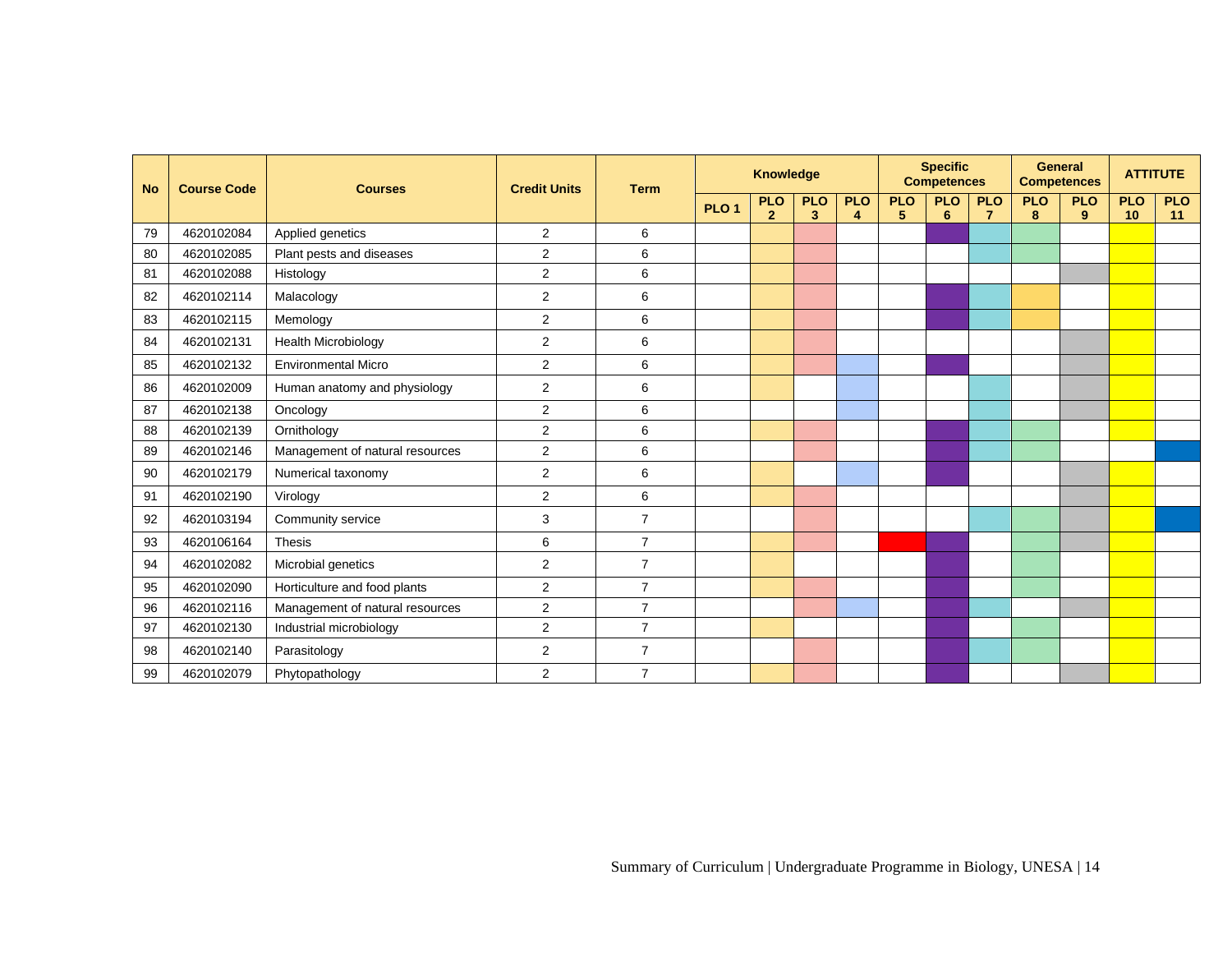| No | Course Code | Courses | Credit Units | Term | Knowledge | | | | Specific Competences | | | General Competences | | ATTITUTE | |
|---|---|---|---|---|---|---|---|---|---|---|---|---|---|---|---|
| | | | | | PLO 1 | PLO 2 | PLO 3 | PLO 4 | PLO 5 | PLO 6 | PLO 7 | PLO 8 | PLO 9 | PLO 10 | PLO 11 |
| 79 | 4620102084 | Applied genetics | 2 | 6 | | ✓ | ✓ | | | ✓ | ✓ | ✓ | | ✓ | |
| 80 | 4620102085 | Plant pests and diseases | 2 | 6 | | ✓ | ✓ | | | | ✓ | ✓ | | ✓ | |
| 81 | 4620102088 | Histology | 2 | 6 | | ✓ | ✓ | | | | | | ✓ | ✓ | |
| 82 | 4620102114 | Malacology | 2 | 6 | | ✓ | ✓ | | | ✓ | ✓ | ✓ | | ✓ | |
| 83 | 4620102115 | Memology | 2 | 6 | | ✓ | ✓ | | | ✓ | ✓ | ✓ | | ✓ | |
| 84 | 4620102131 | Health Microbiology | 2 | 6 | | ✓ | ✓ | | | | | | ✓ | ✓ | |
| 85 | 4620102132 | Environmental Micro | 2 | 6 | | ✓ | ✓ | ✓ | | ✓ | | | ✓ | ✓ | |
| 86 | 4620102009 | Human anatomy and physiology | 2 | 6 | | ✓ | | ✓ | | | ✓ | | ✓ | ✓ | |
| 87 | 4620102138 | Oncology | 2 | 6 | | | | ✓ | | | ✓ | | ✓ | ✓ | |
| 88 | 4620102139 | Ornithology | 2 | 6 | | ✓ | ✓ | | | ✓ | ✓ | ✓ | | ✓ | |
| 89 | 4620102146 | Management of natural resources | 2 | 6 | | | ✓ | | | ✓ | ✓ | ✓ | | | ✓ |
| 90 | 4620102179 | Numerical taxonomy | 2 | 6 | | ✓ | | ✓ | | ✓ | | | ✓ | ✓ | |
| 91 | 4620102190 | Virology | 2 | 6 | | ✓ | ✓ | | | | | | ✓ | ✓ | |
| 92 | 4620103194 | Community service | 3 | 7 | | | ✓ | | | | ✓ | ✓ | ✓ | ✓ | ✓ |
| 93 | 4620106164 | Thesis | 6 | 7 | | ✓ | ✓ | | ✓ | ✓ | | ✓ | ✓ | ✓ | |
| 94 | 4620102082 | Microbial genetics | 2 | 7 | | ✓ | | | | ✓ | | ✓ | | ✓ | |
| 95 | 4620102090 | Horticulture and food plants | 2 | 7 | | ✓ | ✓ | | | ✓ | | ✓ | | ✓ | |
| 96 | 4620102116 | Management of natural resources | 2 | 7 | | | ✓ | ✓ | | ✓ | ✓ | | ✓ | ✓ | |
| 97 | 4620102130 | Industrial microbiology | 2 | 7 | | ✓ | | | | ✓ | | ✓ | | ✓ | |
| 98 | 4620102140 | Parasitology | 2 | 7 | | | ✓ | | | ✓ | ✓ | ✓ | | ✓ | |
| 99 | 4620102079 | Phytopathology | 2 | 7 | | ✓ | ✓ | | | ✓ | | | ✓ | ✓ | |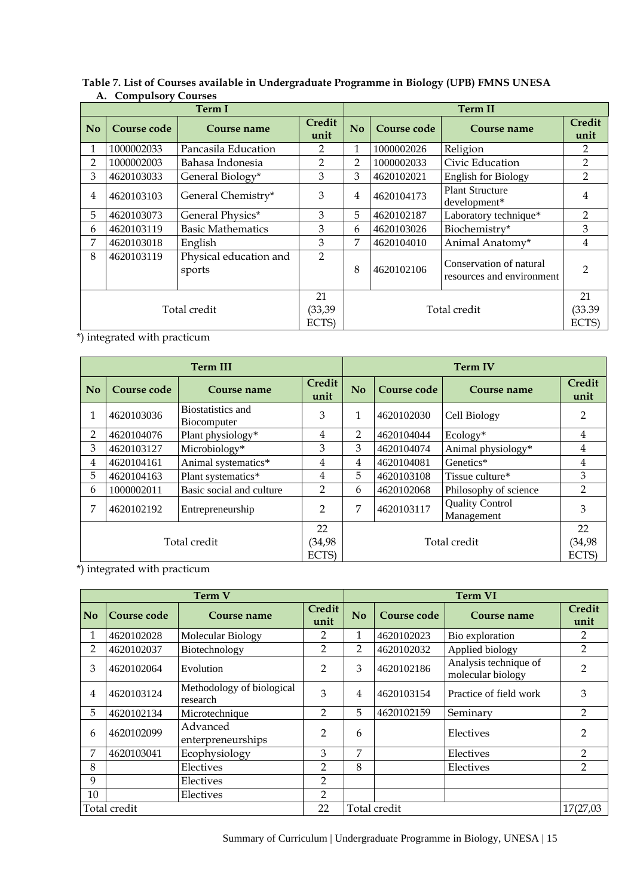**Table 7. List of Courses available in Undergraduate Programme in Biology (UPB) FMNS UNESA**

**A. Compulsory Courses**

| Term I | | | | Term II | | | |
|---|---|---|---|---|---|---|---|
| **No** | **Course code** | **Course name** | **Credit unit** | **No** | **Course code** | **Course name** | **Credit unit** |
| 1 | 1000002033 | Pancasila Education | 2 | 1 | 1000002026 | Religion | 2 |
| 2 | 1000002003 | Bahasa Indonesia | 2 | 2 | 1000002033 | Civic Education | 2 |
| 3 | 4620103033 | General Biology* | 3 | 3 | 4620102021 | English for Biology | 2 |
| 4 | 4620103103 | General Chemistry* | 3 | 4 | 4620104173 | Plant Structure development* | 4 |
| 5 | 4620103073 | General Physics* | 3 | 5 | 4620102187 | Laboratory technique* | 2 |
| 6 | 4620103119 | Basic Mathematics | 3 | 6 | 4620103026 | Biochemistry* | 3 |
| 7 | 4620103018 | English | 3 | 7 | 4620104010 | Animal Anatomy* | 4 |
| 8 | 4620103119 | Physical education and sports | 2 | 8 | 4620102106 | Conservation of natural resources and environment | 2 |
| Total credit | | | 21 (33,39 ECTS) | Total credit | | | 21 (33.39 ECTS) |

*) integrated with practicum

| Term III | | | | Term IV | | | |
|---|---|---|---|---|---|---|---|
| **No** | **Course code** | **Course name** | **Credit unit** | **No** | **Course code** | **Course name** | **Credit unit** |
| 1 | 4620103036 | Biostatistics and Biocomputer | 3 | 1 | 4620102030 | Cell Biology | 2 |
| 2 | 4620104076 | Plant physiology* | 4 | 2 | 4620104044 | Ecology* | 4 |
| 3 | 4620103127 | Microbiology* | 3 | 3 | 4620104074 | Animal physiology* | 4 |
| 4 | 4620104161 | Animal systematics* | 4 | 4 | 4620104081 | Genetics* | 4 |
| 5 | 4620104163 | Plant systematics* | 4 | 5 | 4620103108 | Tissue culture* | 3 |
| 6 | 1000002011 | Basic social and culture | 2 | 6 | 4620102068 | Philosophy of science | 2 |
| 7 | 4620102192 | Entrepreneurship | 2 | 7 | 4620103117 | Quality Control Management | 3 |
| Total credit | | | 22 (34,98 ECTS) | Total credit | | | 22 (34,98 ECTS) |

*) integrated with practicum

| Term V | | | | Term VI | | | |
|---|---|---|---|---|---|---|---|
| **No** | **Course code** | **Course name** | **Credit unit** | **No** | **Course code** | **Course name** | **Credit unit** |
| 1 | 4620102028 | Molecular Biology | 2 | 1 | 4620102023 | Bio exploration | 2 |
| 2 | 4620102037 | Biotechnology | 2 | 2 | 4620102032 | Applied biology | 2 |
| 3 | 4620102064 | Evolution | 2 | 3 | 4620102186 | Analysis technique of molecular biology | 2 |
| 4 | 4620103124 | Methodology of biological research | 3 | 4 | 4620103154 | Practice of field work | 3 |
| 5 | 4620102134 | Microtechnique | 2 | 5 | 4620102159 | Seminary | 2 |
| 6 | 4620102099 | Advanced enterpreneurships | 2 | 6 | | Electives | 2 |
| 7 | 4620103041 | Ecophysiology | 3 | 7 | | Electives | 2 |
| 8 | | Electives | 2 | 8 | | Electives | 2 |
| 9 | | Electives | 2 | | | | |
| 10 | | Electives | 2 | | | | |
| Total credit | | | 22 | Total credit | | | 17(27,03 |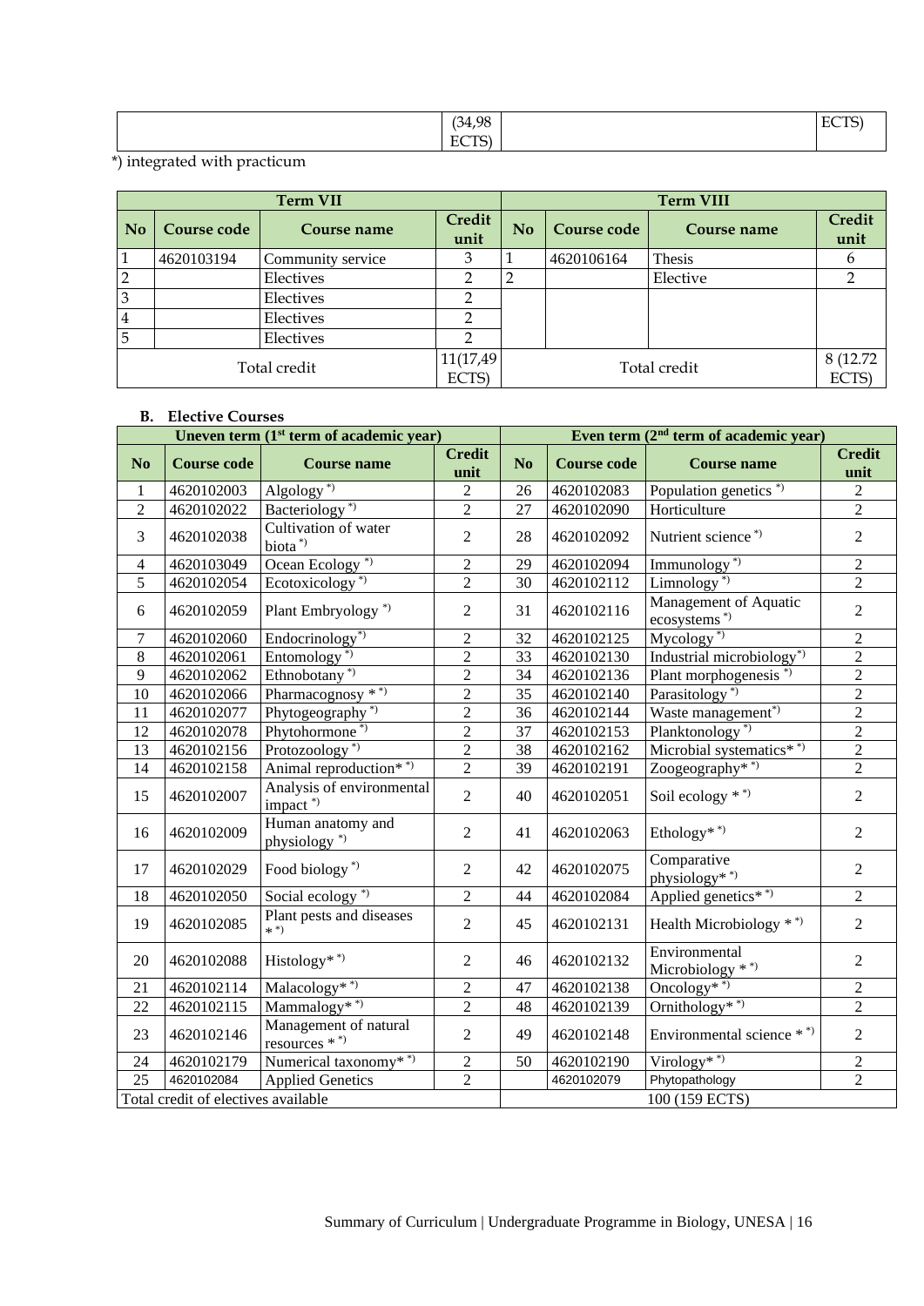| | (34,98 ECTS) | | ECTS) |
|---|---|---|---|

*) integrated with practicum

| Term VII | | | | Term VIII | | | |
|---|---|---|---|---|---|---|---|
| No | Course code | Course name | Credit unit | No | Course code | Course name | Credit unit |
| 1 | 4620103194 | Community service | 3 | 1 | 4620106164 | Thesis | 6 |
| 2 | | Electives | 2 | 2 | | Elective | 2 |
| 3 | | Electives | 2 | | | | |
| 4 | | Electives | 2 | | | | |
| 5 | | Electives | 2 | | | | |
| Total credit | | | 11(17,49 ECTS) | Total credit | | | 8 (12.72 ECTS) |

**B. Elective Courses**

| Uneven term (1st term of academic year) | | | | Even term (2nd term of academic year) | | | |
|---|---|---|---|---|---|---|---|
| No | Course code | Course name | Credit unit | No | Course code | Course name | Credit unit |
| 1 | 4620102003 | Algology *) | 2 | 26 | 4620102083 | Population genetics *) | 2 |
| 2 | 4620102022 | Bacteriology *) | 2 | 27 | 4620102090 | Horticulture | 2 |
| 3 | 4620102038 | Cultivation of water biota *) | 2 | 28 | 4620102092 | Nutrient science *) | 2 |
| 4 | 4620103049 | Ocean Ecology *) | 2 | 29 | 4620102094 | Immunology *) | 2 |
| 5 | 4620102054 | Ecotoxicology *) | 2 | 30 | 4620102112 | Limnology *) | 2 |
| 6 | 4620102059 | Plant Embryology *) | 2 | 31 | 4620102116 | Management of Aquatic ecosystems *) | 2 |
| 7 | 4620102060 | Endocrinology*) | 2 | 32 | 4620102125 | Mycology *) | 2 |
| 8 | 4620102061 | Entomology *) | 2 | 33 | 4620102130 | Industrial microbiology*) | 2 |
| 9 | 4620102062 | Ethnobotany *) | 2 | 34 | 4620102136 | Plant morphogenesis *) | 2 |
| 10 | 4620102066 | Pharmacognosy * *) | 2 | 35 | 4620102140 | Parasitology *) | 2 |
| 11 | 4620102077 | Phytogeography *) | 2 | 36 | 4620102144 | Waste management*) | 2 |
| 12 | 4620102078 | Phytohormone *) | 2 | 37 | 4620102153 | Planktonology *) | 2 |
| 13 | 4620102156 | Protozoology *) | 2 | 38 | 4620102162 | Microbial systematics* *) | 2 |
| 14 | 4620102158 | Animal reproduction* *) | 2 | 39 | 4620102191 | Zoogeography* *) | 2 |
| 15 | 4620102007 | Analysis of environmental impact *) | 2 | 40 | 4620102051 | Soil ecology * *) | 2 |
| 16 | 4620102009 | Human anatomy and physiology *) | 2 | 41 | 4620102063 | Ethology* *) | 2 |
| 17 | 4620102029 | Food biology *) | 2 | 42 | 4620102075 | Comparative physiology* *) | 2 |
| 18 | 4620102050 | Social ecology *) | 2 | 44 | 4620102084 | Applied genetics* *) | 2 |
| 19 | 4620102085 | Plant pests and diseases * *) | 2 | 45 | 4620102131 | Health Microbiology * *) | 2 |
| 20 | 4620102088 | Histology* *) | 2 | 46 | 4620102132 | Environmental Microbiology * *) | 2 |
| 21 | 4620102114 | Malacology* *) | 2 | 47 | 4620102138 | Oncology* *) | 2 |
| 22 | 4620102115 | Mammalogy* *) | 2 | 48 | 4620102139 | Ornithology* *) | 2 |
| 23 | 4620102146 | Management of natural resources * *) | 2 | 49 | 4620102148 | Environmental science * *) | 2 |
| 24 | 4620102179 | Numerical taxonomy* *) | 2 | 50 | 4620102190 | Virology* *) | 2 |
| 25 | 4620102084 | Applied Genetics | 2 | | 4620102079 | Phytopathology | 2 |
| Total credit of electives available | | | | 100 (159 ECTS) | | | |